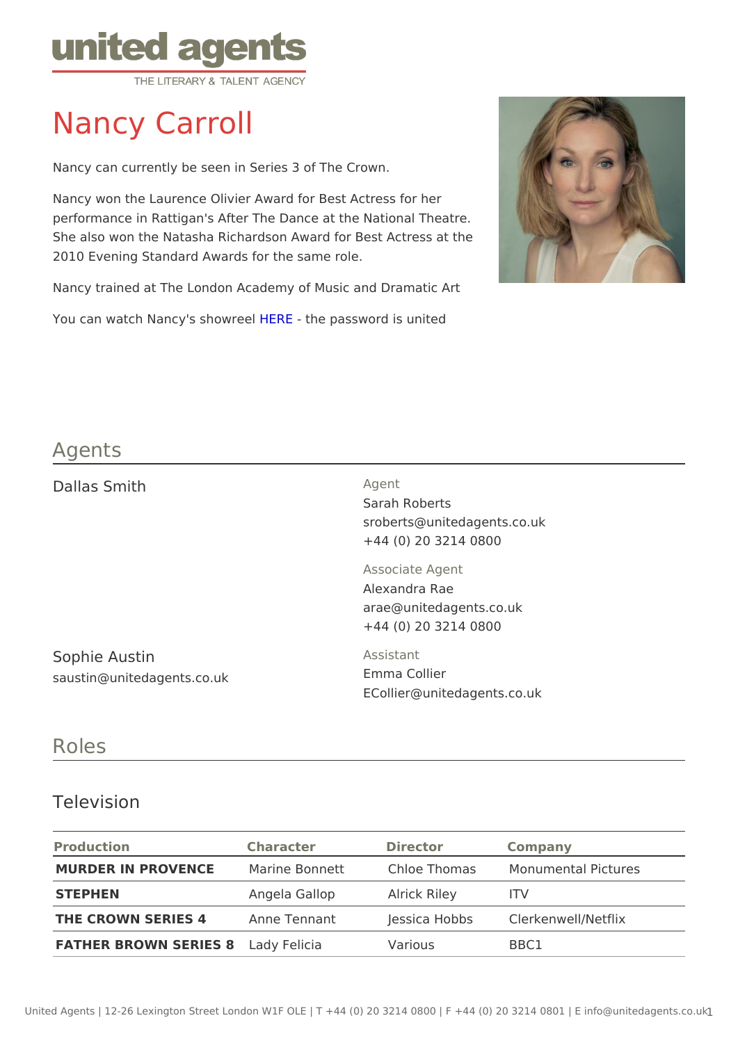# Nancy Carroll

Nancy can currently be seen in Series 3 of The Crown.

Nancy won the Laurence Olivier Award for Best Actress for her performance in Rattigan's After The Dance at the National Theatre. She also won the Natasha Richardson Award for Best Actress at the 2010 Evening Standard Awards for the same role.

Nancy trained at The London Academy of Music and Dramatic Art

You can watch Nancy's showreel HERE - the password is united

## Agents

Dallas Smith

Agent
Sarah Roberts
sroberts@unitedagents.co.uk
+44 (0) 20 3214 0800

Associate Agent
Alexandra Rae
arae@unitedagents.co.uk
+44 (0) 20 3214 0800

Sophie Austin
saustin@unitedagents.co.uk

Assistant
Emma Collier
ECollier@unitedagents.co.uk

## Roles

### Television

| Production | Character | Director | Company |
|---|---|---|---|
| **MURDER IN PROVENCE** | Marine Bonnett | Chloe Thomas | Monumental Pictures |
| **STEPHEN** | Angela Gallop | Alrick Riley | ITV |
| **THE CROWN SERIES 4** | Anne Tennant | Jessica Hobbs | Clerkenwell/Netflix |
| **FATHER BROWN SERIES 8** | Lady Felicia | Various | BBC1 |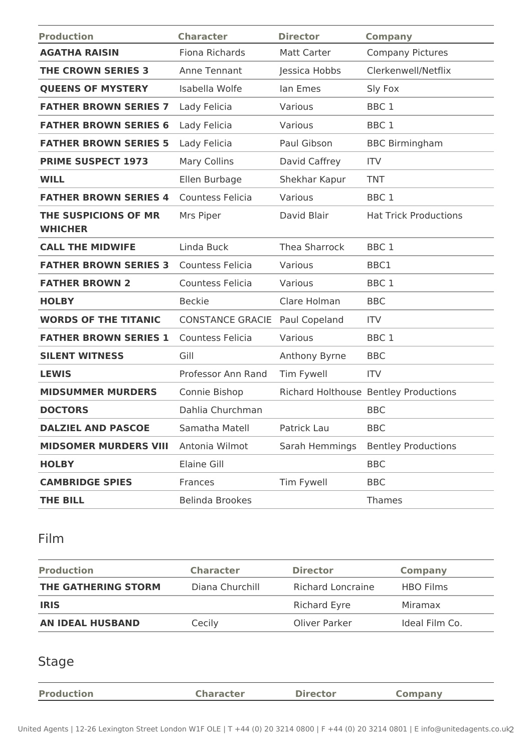| Production | Character | Director | Company |
|---|---|---|---|
| **AGATHA RAISIN** | Fiona Richards | Matt Carter | Company Pictures |
| **THE CROWN SERIES 3** | Anne Tennant | Jessica Hobbs | Clerkenwell/Netflix |
| **QUEENS OF MYSTERY** | Isabella Wolfe | Ian Emes | Sly Fox |
| **FATHER BROWN SERIES 7** | Lady Felicia | Various | BBC 1 |
| **FATHER BROWN SERIES 6** | Lady Felicia | Various | BBC 1 |
| **FATHER BROWN SERIES 5** | Lady Felicia | Paul Gibson | BBC Birmingham |
| **PRIME SUSPECT 1973** | Mary Collins | David Caffrey | ITV |
| **WILL** | Ellen Burbage | Shekhar Kapur | TNT |
| **FATHER BROWN SERIES 4** | Countess Felicia | Various | BBC 1 |
| **THE SUSPICIONS OF MR WHICHER** | Mrs Piper | David Blair | Hat Trick Productions |
| **CALL THE MIDWIFE** | Linda Buck | Thea Sharrock | BBC 1 |
| **FATHER BROWN SERIES 3** | Countess Felicia | Various | BBC1 |
| **FATHER BROWN 2** | Countess Felicia | Various | BBC 1 |
| **HOLBY** | Beckie | Clare Holman | BBC |
| **WORDS OF THE TITANIC** | CONSTANCE GRACIE | Paul Copeland | ITV |
| **FATHER BROWN SERIES 1** | Countess Felicia | Various | BBC 1 |
| **SILENT WITNESS** | Gill | Anthony Byrne | BBC |
| **LEWIS** | Professor Ann Rand | Tim Fywell | ITV |
| **MIDSUMMER MURDERS** | Connie Bishop | Richard Holthouse | Bentley Productions |
| **DOCTORS** | Dahlia Churchman | | BBC |
| **DALZIEL AND PASCOE** | Samatha Matell | Patrick Lau | BBC |
| **MIDSOMER MURDERS VIII** | Antonia Wilmot | Sarah Hemmings | Bentley Productions |
| **HOLBY** | Elaine Gill | | BBC |
| **CAMBRIDGE SPIES** | Frances | Tim Fywell | BBC |
| **THE BILL** | Belinda Brookes | | Thames |

## Film

| Production | Character | Director | Company |
|---|---|---|---|
| **THE GATHERING STORM** | Diana Churchill | Richard Loncraine | HBO Films |
| **IRIS** | | Richard Eyre | Miramax |
| **AN IDEAL HUSBAND** | Cecily | Oliver Parker | Ideal Film Co. |

## Stage

| Production | Character | Director | Company |
|---|---|---|---|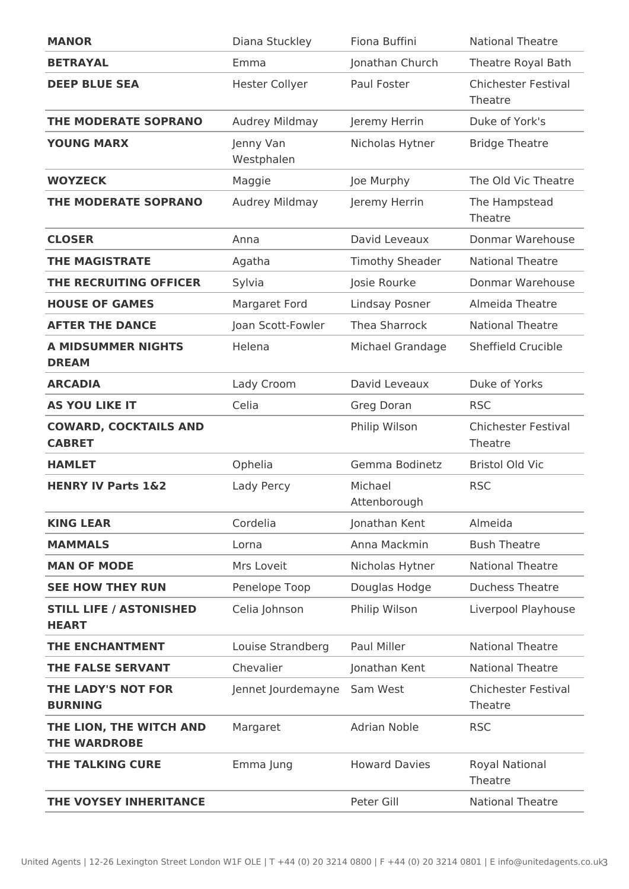| | | | |
|---|---|---|---|
| **MANOR** | Diana Stuckley | Fiona Buffini | National Theatre |
| **BETRAYAL** | Emma | Jonathan Church | Theatre Royal Bath |
| **DEEP BLUE SEA** | Hester Collyer | Paul Foster | Chichester Festival Theatre |
| **THE MODERATE SOPRANO** | Audrey Mildmay | Jeremy Herrin | Duke of York's |
| **YOUNG MARX** | Jenny Van Westphalen | Nicholas Hytner | Bridge Theatre |
| **WOYZECK** | Maggie | Joe Murphy | The Old Vic Theatre |
| **THE MODERATE SOPRANO** | Audrey Mildmay | Jeremy Herrin | The Hampstead Theatre |
| **CLOSER** | Anna | David Leveaux | Donmar Warehouse |
| **THE MAGISTRATE** | Agatha | Timothy Sheader | National Theatre |
| **THE RECRUITING OFFICER** | Sylvia | Josie Rourke | Donmar Warehouse |
| **HOUSE OF GAMES** | Margaret Ford | Lindsay Posner | Almeida Theatre |
| **AFTER THE DANCE** | Joan Scott-Fowler | Thea Sharrock | National Theatre |
| **A MIDSUMMER NIGHTS DREAM** | Helena | Michael Grandage | Sheffield Crucible |
| **ARCADIA** | Lady Croom | David Leveaux | Duke of Yorks |
| **AS YOU LIKE IT** | Celia | Greg Doran | RSC |
| **COWARD, COCKTAILS AND CABRET** | | Philip Wilson | Chichester Festival Theatre |
| **HAMLET** | Ophelia | Gemma Bodinetz | Bristol Old Vic |
| **HENRY IV Parts 1&2** | Lady Percy | Michael Attenborough | RSC |
| **KING LEAR** | Cordelia | Jonathan Kent | Almeida |
| **MAMMALS** | Lorna | Anna Mackmin | Bush Theatre |
| **MAN OF MODE** | Mrs Loveit | Nicholas Hytner | National Theatre |
| **SEE HOW THEY RUN** | Penelope Toop | Douglas Hodge | Duchess Theatre |
| **STILL LIFE / ASTONISHED HEART** | Celia Johnson | Philip Wilson | Liverpool Playhouse |
| **THE ENCHANTMENT** | Louise Strandberg | Paul Miller | National Theatre |
| **THE FALSE SERVANT** | Chevalier | Jonathan Kent | National Theatre |
| **THE LADY'S NOT FOR BURNING** | Jennet Jourdemayne | Sam West | Chichester Festival Theatre |
| **THE LION, THE WITCH AND THE WARDROBE** | Margaret | Adrian Noble | RSC |
| **THE TALKING CURE** | Emma Jung | Howard Davies | Royal National Theatre |
| **THE VOYSEY INHERITANCE** | | Peter Gill | National Theatre |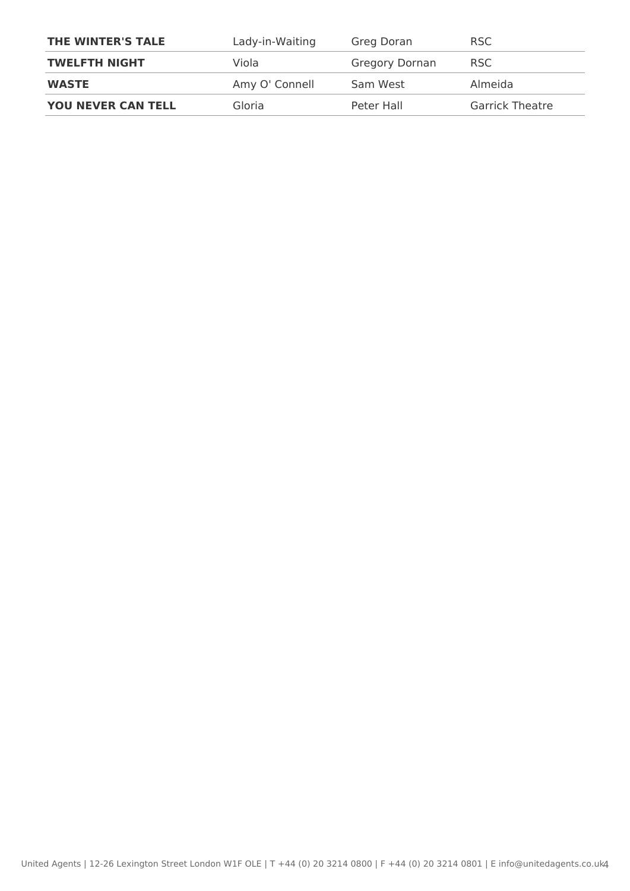| | | | |
|---|---|---|---|
| **THE WINTER'S TALE** | Lady-in-Waiting | Greg Doran | RSC |
| **TWELFTH NIGHT** | Viola | Gregory Dornan | RSC |
| **WASTE** | Amy O' Connell | Sam West | Almeida |
| **YOU NEVER CAN TELL** | Gloria | Peter Hall | Garrick Theatre |